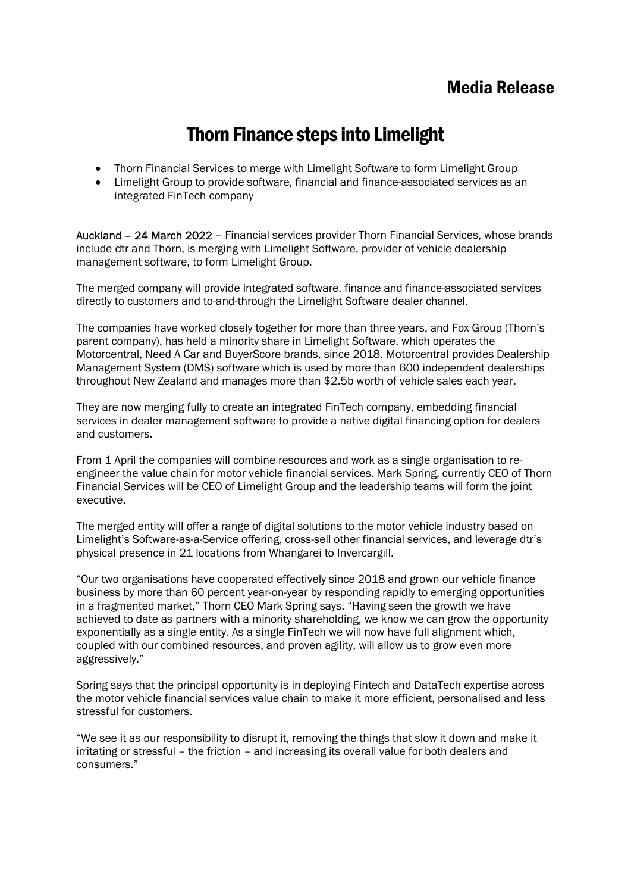## Media Release

# Thorn Finance steps into Limelight

- Thorn Financial Services to merge with Limelight Software to form Limelight Group
- Limelight Group to provide software, financial and finance-associated services as an integrated FinTech company

**Auckland – 24 March 2022** – Financial services provider Thorn Financial Services, whose brands include dtr and Thorn, is merging with Limelight Software, provider of vehicle dealership management software, to form Limelight Group.

The merged company will provide integrated software, finance and finance-associated services directly to customers and to-and-through the Limelight Software dealer channel.

The companies have worked closely together for more than three years, and Fox Group (Thorn's parent company), has held a minority share in Limelight Software, which operates the Motorcentral, Need A Car and BuyerScore brands, since 2018. Motorcentral provides Dealership Management System (DMS) software which is used by more than 600 independent dealerships throughout New Zealand and manages more than $2.5b worth of vehicle sales each year.

They are now merging fully to create an integrated FinTech company, embedding financial services in dealer management software to provide a native digital financing option for dealers and customers.

From 1 April the companies will combine resources and work as a single organisation to re-engineer the value chain for motor vehicle financial services. Mark Spring, currently CEO of Thorn Financial Services will be CEO of Limelight Group and the leadership teams will form the joint executive.

The merged entity will offer a range of digital solutions to the motor vehicle industry based on Limelight's Software-as-a-Service offering, cross-sell other financial services, and leverage dtr's physical presence in 21 locations from Whangarei to Invercargill.

"Our two organisations have cooperated effectively since 2018 and grown our vehicle finance business by more than 60 percent year-on-year by responding rapidly to emerging opportunities in a fragmented market," Thorn CEO Mark Spring says. "Having seen the growth we have achieved to date as partners with a minority shareholding, we know we can grow the opportunity exponentially as a single entity. As a single FinTech we will now have full alignment which, coupled with our combined resources, and proven agility, will allow us to grow even more aggressively."

Spring says that the principal opportunity is in deploying Fintech and DataTech expertise across the motor vehicle financial services value chain to make it more efficient, personalised and less stressful for customers.

"We see it as our responsibility to disrupt it, removing the things that slow it down and make it irritating or stressful – the friction – and increasing its overall value for both dealers and consumers."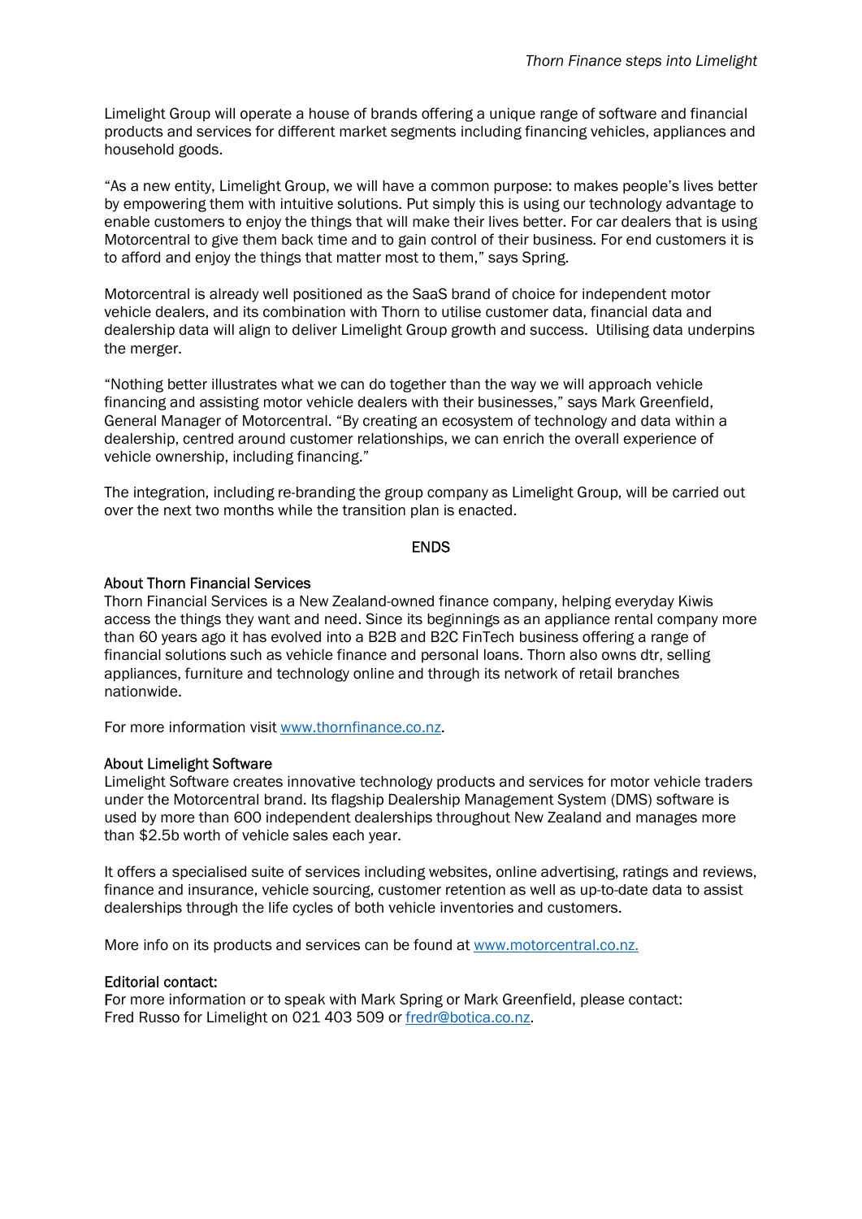Limelight Group will operate a house of brands offering a unique range of software and financial products and services for different market segments including financing vehicles, appliances and household goods.

"As a new entity, Limelight Group, we will have a common purpose: to makes people's lives better by empowering them with intuitive solutions. Put simply this is using our technology advantage to enable customers to enjoy the things that will make their lives better. For car dealers that is using Motorcentral to give them back time and to gain control of their business. For end customers it is to afford and enjoy the things that matter most to them," says Spring.

Motorcentral is already well positioned as the SaaS brand of choice for independent motor vehicle dealers, and its combination with Thorn to utilise customer data, financial data and dealership data will align to deliver Limelight Group growth and success. Utilising data underpins the merger.

"Nothing better illustrates what we can do together than the way we will approach vehicle financing and assisting motor vehicle dealers with their businesses," says Mark Greenfield, General Manager of Motorcentral. "By creating an ecosystem of technology and data within a dealership, centred around customer relationships, we can enrich the overall experience of vehicle ownership, including financing."

The integration, including re-branding the group company as Limelight Group, will be carried out over the next two months while the transition plan is enacted.

ENDS

**About Thorn Financial Services**

Thorn Financial Services is a New Zealand-owned finance company, helping everyday Kiwis access the things they want and need. Since its beginnings as an appliance rental company more than 60 years ago it has evolved into a B2B and B2C FinTech business offering a range of financial solutions such as vehicle finance and personal loans. Thorn also owns dtr, selling appliances, furniture and technology online and through its network of retail branches nationwide.

For more information visit [www.thornfinance.co.nz](http://www.thornfinance.co.nz).

**About Limelight Software**

Limelight Software creates innovative technology products and services for motor vehicle traders under the Motorcentral brand. Its flagship Dealership Management System (DMS) software is used by more than 600 independent dealerships throughout New Zealand and manages more than $2.5b worth of vehicle sales each year.

It offers a specialised suite of services including websites, online advertising, ratings and reviews, finance and insurance, vehicle sourcing, customer retention as well as up-to-date data to assist dealerships through the life cycles of both vehicle inventories and customers.

More info on its products and services can be found at [www.motorcentral.co.nz.](http://www.motorcentral.co.nz)

**Editorial contact:**

For more information or to speak with Mark Spring or Mark Greenfield, please contact:
Fred Russo for Limelight on 021 403 509 or [fredr@botica.co.nz](mailto:fredr@botica.co.nz).